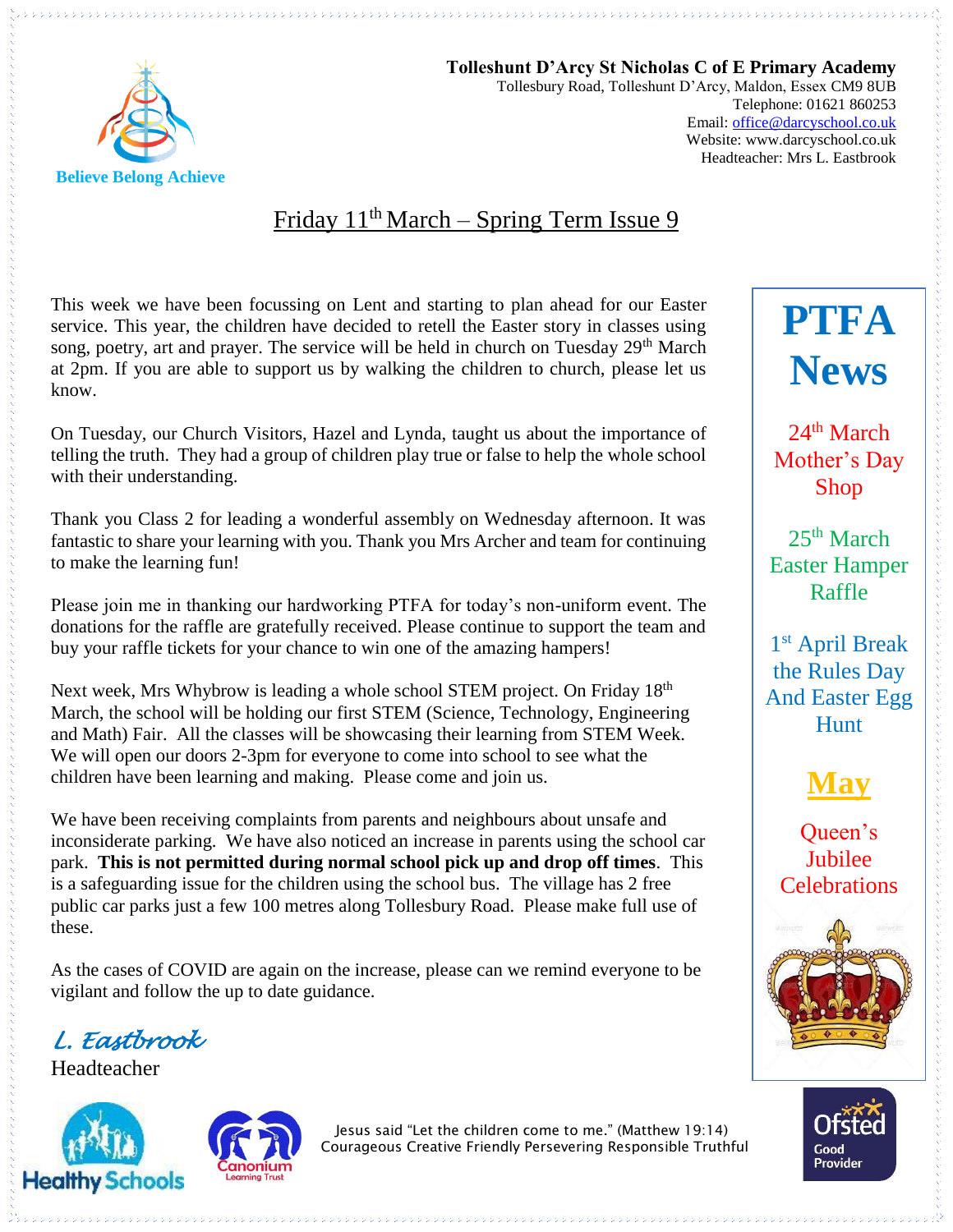**Tolleshunt D'Arcy St Nicholas C of E Primary Academy**
Tollesbury Road, Tolleshunt D'Arcy, Maldon, Essex CM9 8UB
Telephone: 01621 860253
Email: office@darcyschool.co.uk
Website: www.darcyschool.co.uk
Headteacher: Mrs L. Eastbrook

Believe Belong Achieve

# Friday 11th March – Spring Term Issue 9

This week we have been focussing on Lent and starting to plan ahead for our Easter service. This year, the children have decided to retell the Easter story in classes using song, poetry, art and prayer. The service will be held in church on Tuesday 29th March at 2pm. If you are able to support us by walking the children to church, please let us know.

On Tuesday, our Church Visitors, Hazel and Lynda, taught us about the importance of telling the truth. They had a group of children play true or false to help the whole school with their understanding.

Thank you Class 2 for leading a wonderful assembly on Wednesday afternoon. It was fantastic to share your learning with you. Thank you Mrs Archer and team for continuing to make the learning fun!

Please join me in thanking our hardworking PTFA for today's non-uniform event. The donations for the raffle are gratefully received. Please continue to support the team and buy your raffle tickets for your chance to win one of the amazing hampers!

Next week, Mrs Whybrow is leading a whole school STEM project. On Friday 18th March, the school will be holding our first STEM (Science, Technology, Engineering and Math) Fair. All the classes will be showcasing their learning from STEM Week. We will open our doors 2-3pm for everyone to come into school to see what the children have been learning and making. Please come and join us.

We have been receiving complaints from parents and neighbours about unsafe and inconsiderate parking. We have also noticed an increase in parents using the school car park. **This is not permitted during normal school pick up and drop off times**. This is a safeguarding issue for the children using the school bus. The village has 2 free public car parks just a few 100 metres along Tollesbury Road. Please make full use of these.

As the cases of COVID are again on the increase, please can we remind everyone to be vigilant and follow the up to date guidance.

*L. Eastbrook*
Headteacher

## PTFA News

24th March Mother's Day Shop

25th March Easter Hamper Raffle

1st April Break the Rules Day And Easter Egg Hunt

**May**

Queen's Jubilee Celebrations

Jesus said "Let the children come to me." (Matthew 19:14)
Courageous Creative Friendly Persevering Responsible Truthful

Healthy Schools

Canonium Learning Trust

Ofsted Good Provider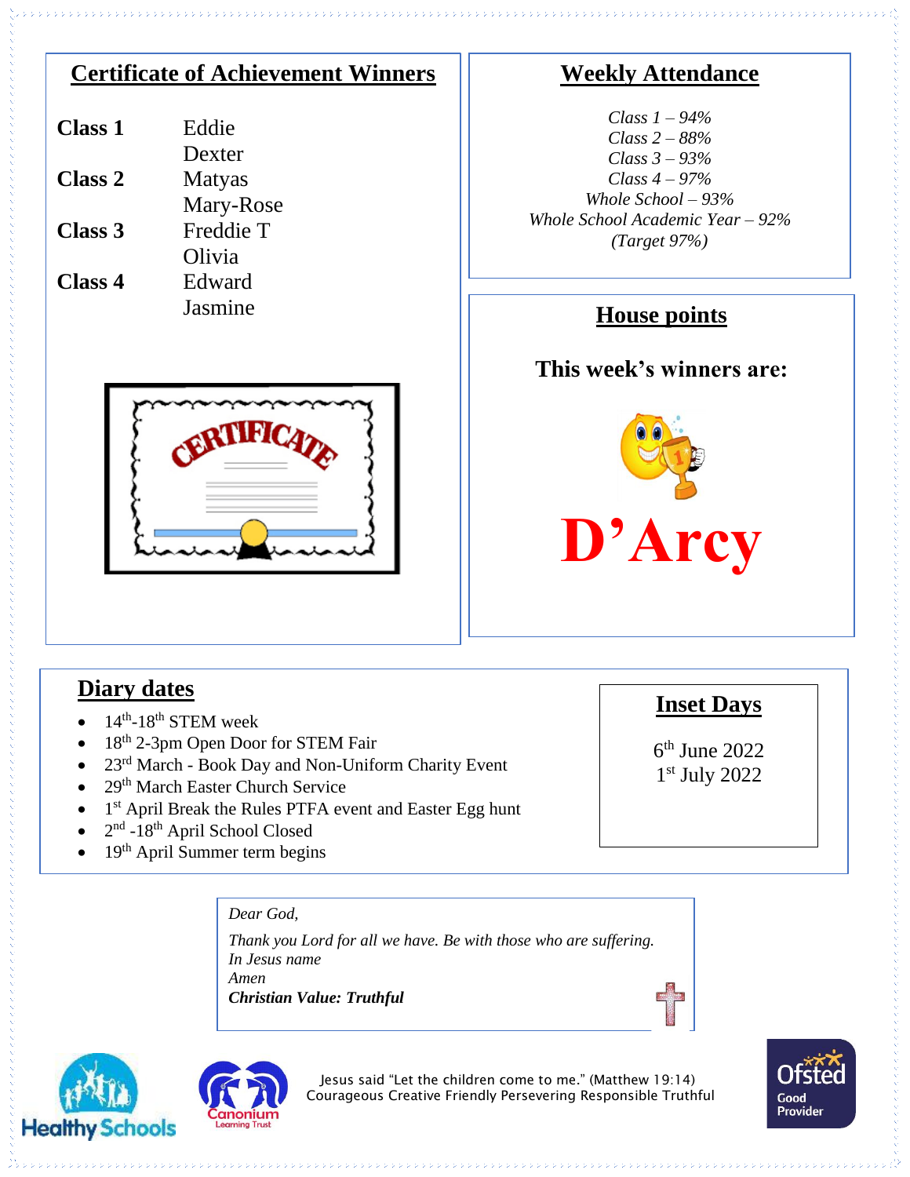## Certificate of Achievement Winners

**Class 1** Eddie
Dexter

**Class 2** Matyas
Mary-Rose

**Class 3** Freddie T
Olivia

**Class 4** Edward
Jasmine

## Weekly Attendance

*Class 1 – 94%*
*Class 2 – 88%*
*Class 3 – 93%*
*Class 4 – 97%*
*Whole School – 93%*
*Whole School Academic Year – 92%*
*(Target 97%)*

## House points

**This week's winners are:**

# D'Arcy

## Diary dates

- 14th-18th STEM week
- 18th 2-3pm Open Door for STEM Fair
- 23rd March - Book Day and Non-Uniform Charity Event
- 29th March Easter Church Service
- 1st April Break the Rules PTFA event and Easter Egg hunt
- 2nd -18th April School Closed
- 19th April Summer term begins

## Inset Days

6th June 2022
1st July 2022

*Dear God,*

*Thank you Lord for all we have. Be with those who are suffering.*
*In Jesus name*
*Amen*
***Christian Value: Truthful***

Healthy Schools

Canonium Learning Trust

Jesus said "Let the children come to me." (Matthew 19:14)
Courageous Creative Friendly Persevering Responsible Truthful

Ofsted Good Provider